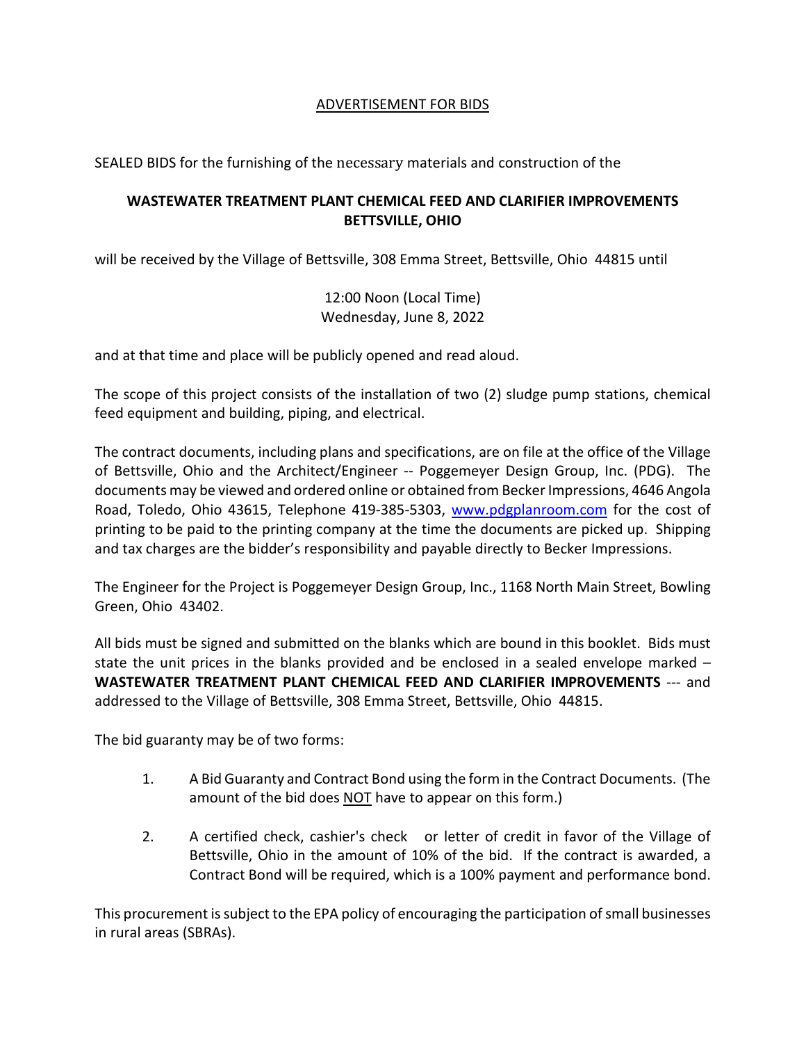<u>ADVERTISEMENT FOR BIDS</u>

SEALED BIDS for the furnishing of the necessary materials and construction of the

**WASTEWATER TREATMENT PLANT CHEMICAL FEED AND CLARIFIER IMPROVEMENTS BETTSVILLE, OHIO**

will be received by the Village of Bettsville, 308 Emma Street, Bettsville, Ohio 44815 until

12:00 Noon (Local Time)
Wednesday, June 8, 2022

and at that time and place will be publicly opened and read aloud.

The scope of this project consists of the installation of two (2) sludge pump stations, chemical feed equipment and building, piping, and electrical.

The contract documents, including plans and specifications, are on file at the office of the Village of Bettsville, Ohio and the Architect/Engineer -- Poggemeyer Design Group, Inc. (PDG). The documents may be viewed and ordered online or obtained from Becker Impressions, 4646 Angola Road, Toledo, Ohio 43615, Telephone 419-385-5303, [www.pdgplanroom.com](http://www.pdgplanroom.com) for the cost of printing to be paid to the printing company at the time the documents are picked up. Shipping and tax charges are the bidder's responsibility and payable directly to Becker Impressions.

The Engineer for the Project is Poggemeyer Design Group, Inc., 1168 North Main Street, Bowling Green, Ohio 43402.

All bids must be signed and submitted on the blanks which are bound in this booklet. Bids must state the unit prices in the blanks provided and be enclosed in a sealed envelope marked – **WASTEWATER TREATMENT PLANT CHEMICAL FEED AND CLARIFIER IMPROVEMENTS** --- and addressed to the Village of Bettsville, 308 Emma Street, Bettsville, Ohio 44815.

The bid guaranty may be of two forms:

1. A Bid Guaranty and Contract Bond using the form in the Contract Documents. (The amount of the bid does <u>NOT</u> have to appear on this form.)

2. A certified check, cashier's check or letter of credit in favor of the Village of Bettsville, Ohio in the amount of 10% of the bid. If the contract is awarded, a Contract Bond will be required, which is a 100% payment and performance bond.

This procurement is subject to the EPA policy of encouraging the participation of small businesses in rural areas (SBRAs).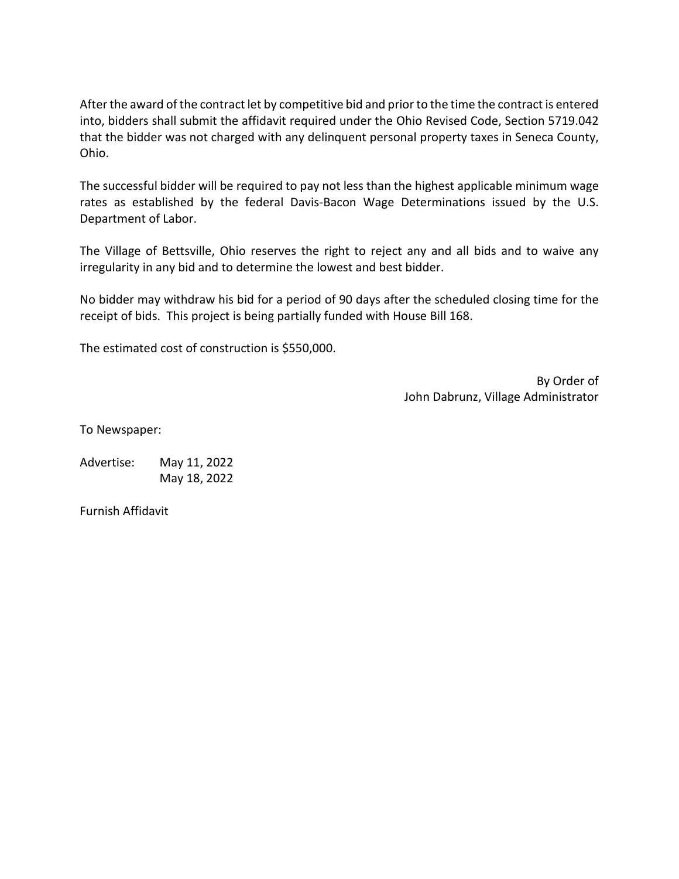After the award of the contract let by competitive bid and prior to the time the contract is entered into, bidders shall submit the affidavit required under the Ohio Revised Code, Section 5719.042 that the bidder was not charged with any delinquent personal property taxes in Seneca County, Ohio.

The successful bidder will be required to pay not less than the highest applicable minimum wage rates as established by the federal Davis-Bacon Wage Determinations issued by the U.S. Department of Labor.

The Village of Bettsville, Ohio reserves the right to reject any and all bids and to waive any irregularity in any bid and to determine the lowest and best bidder.

No bidder may withdraw his bid for a period of 90 days after the scheduled closing time for the receipt of bids. This project is being partially funded with House Bill 168.

The estimated cost of construction is $550,000.

By Order of
John Dabrunz, Village Administrator

To Newspaper:

Advertise: May 11, 2022
May 18, 2022

Furnish Affidavit